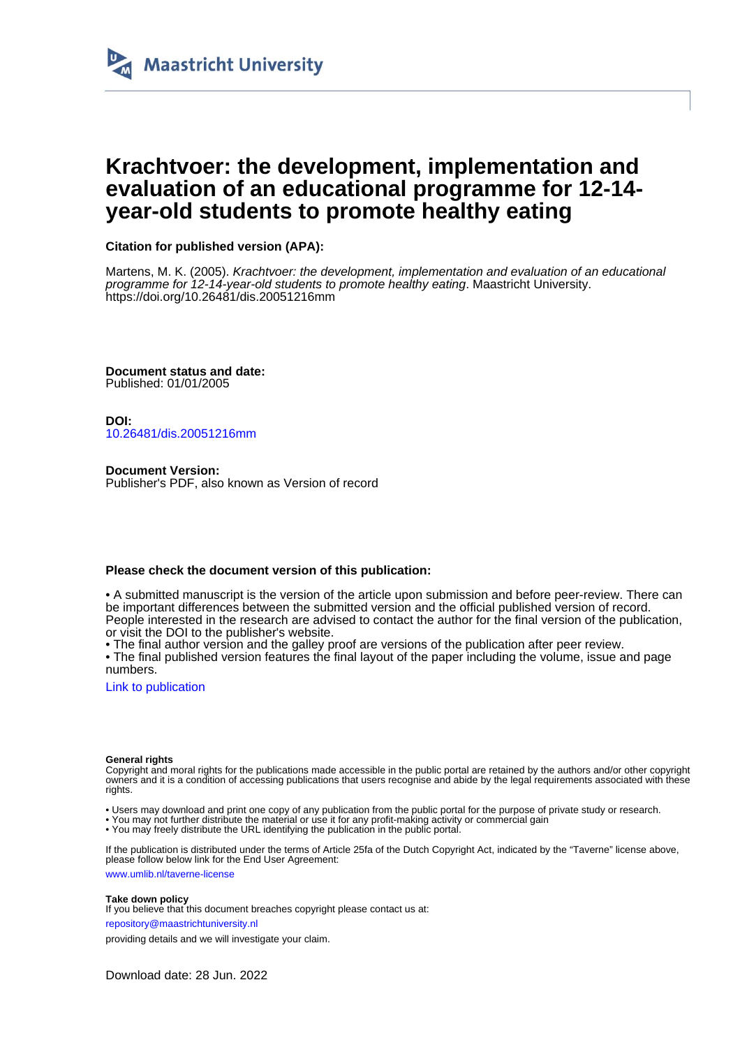Maastricht University

# Krachtvoer: the development, implementation and evaluation of an educational programme for 12-14-year-old students to promote healthy eating

**Citation for published version (APA):**

Martens, M. K. (2005). *Krachtvoer: the development, implementation and evaluation of an educational programme for 12-14-year-old students to promote healthy eating*. Maastricht University. https://doi.org/10.26481/dis.20051216mm

**Document status and date:**
Published: 01/01/2005

**DOI:**
10.26481/dis.20051216mm

**Document Version:**
Publisher's PDF, also known as Version of record

**Please check the document version of this publication:**

• A submitted manuscript is the version of the article upon submission and before peer-review. There can be important differences between the submitted version and the official published version of record. People interested in the research are advised to contact the author for the final version of the publication, or visit the DOI to the publisher's website.
• The final author version and the galley proof are versions of the publication after peer review.
• The final published version features the final layout of the paper including the volume, issue and page numbers.

Link to publication

**General rights**
Copyright and moral rights for the publications made accessible in the public portal are retained by the authors and/or other copyright owners and it is a condition of accessing publications that users recognise and abide by the legal requirements associated with these rights.

• Users may download and print one copy of any publication from the public portal for the purpose of private study or research.
• You may not further distribute the material or use it for any profit-making activity or commercial gain
• You may freely distribute the URL identifying the publication in the public portal.

If the publication is distributed under the terms of Article 25fa of the Dutch Copyright Act, indicated by the "Taverne" license above, please follow below link for the End User Agreement:

www.umlib.nl/taverne-license

**Take down policy**
If you believe that this document breaches copyright please contact us at:

repository@maastrichtuniversity.nl

providing details and we will investigate your claim.

Download date: 28 Jun. 2022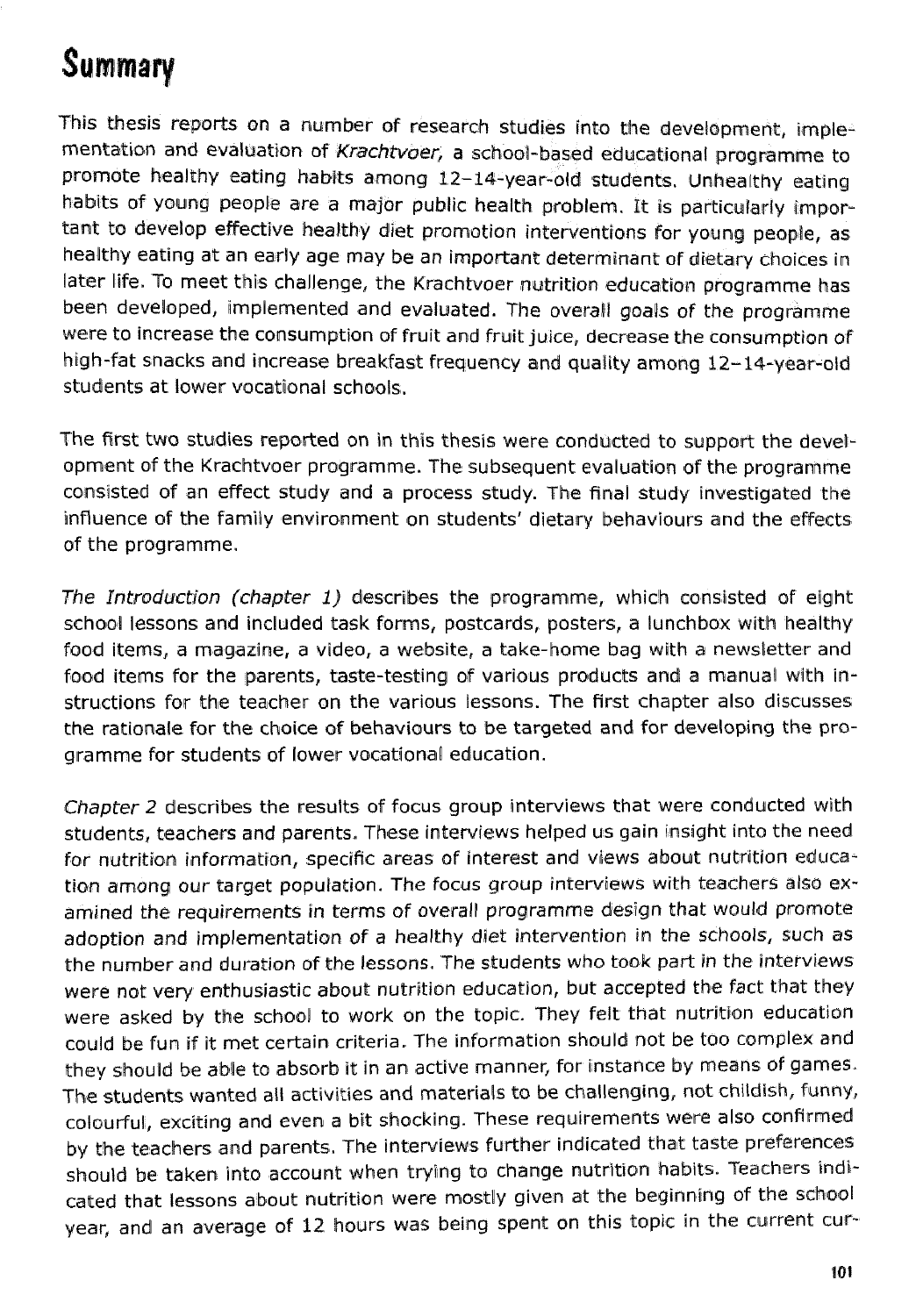# Summary

This thesis reports on a number of research studies into the development, implementation and evaluation of *Krachtvoer*, a school-based educational programme to promote healthy eating habits among 12–14-year-old students. Unhealthy eating habits of young people are a major public health problem. It is particularly important to develop effective healthy diet promotion interventions for young people, as healthy eating at an early age may be an important determinant of dietary choices in later life. To meet this challenge, the Krachtvoer nutrition education programme has been developed, implemented and evaluated. The overall goals of the programme were to increase the consumption of fruit and fruit juice, decrease the consumption of high-fat snacks and increase breakfast frequency and quality among 12–14-year-old students at lower vocational schools.

The first two studies reported on in this thesis were conducted to support the development of the Krachtvoer programme. The subsequent evaluation of the programme consisted of an effect study and a process study. The final study investigated the influence of the family environment on students' dietary behaviours and the effects of the programme.

*The Introduction (chapter 1)* describes the programme, which consisted of eight school lessons and included task forms, postcards, posters, a lunchbox with healthy food items, a magazine, a video, a website, a take-home bag with a newsletter and food items for the parents, taste-testing of various products and a manual with instructions for the teacher on the various lessons. The first chapter also discusses the rationale for the choice of behaviours to be targeted and for developing the programme for students of lower vocational education.

*Chapter 2* describes the results of focus group interviews that were conducted with students, teachers and parents. These interviews helped us gain insight into the need for nutrition information, specific areas of interest and views about nutrition education among our target population. The focus group interviews with teachers also examined the requirements in terms of overall programme design that would promote adoption and implementation of a healthy diet intervention in the schools, such as the number and duration of the lessons. The students who took part in the interviews were not very enthusiastic about nutrition education, but accepted the fact that they were asked by the school to work on the topic. They felt that nutrition education could be fun if it met certain criteria. The information should not be too complex and they should be able to absorb it in an active manner, for instance by means of games. The students wanted all activities and materials to be challenging, not childish, funny, colourful, exciting and even a bit shocking. These requirements were also confirmed by the teachers and parents. The interviews further indicated that taste preferences should be taken into account when trying to change nutrition habits. Teachers indicated that lessons about nutrition were mostly given at the beginning of the school year, and an average of 12 hours was being spent on this topic in the current cur-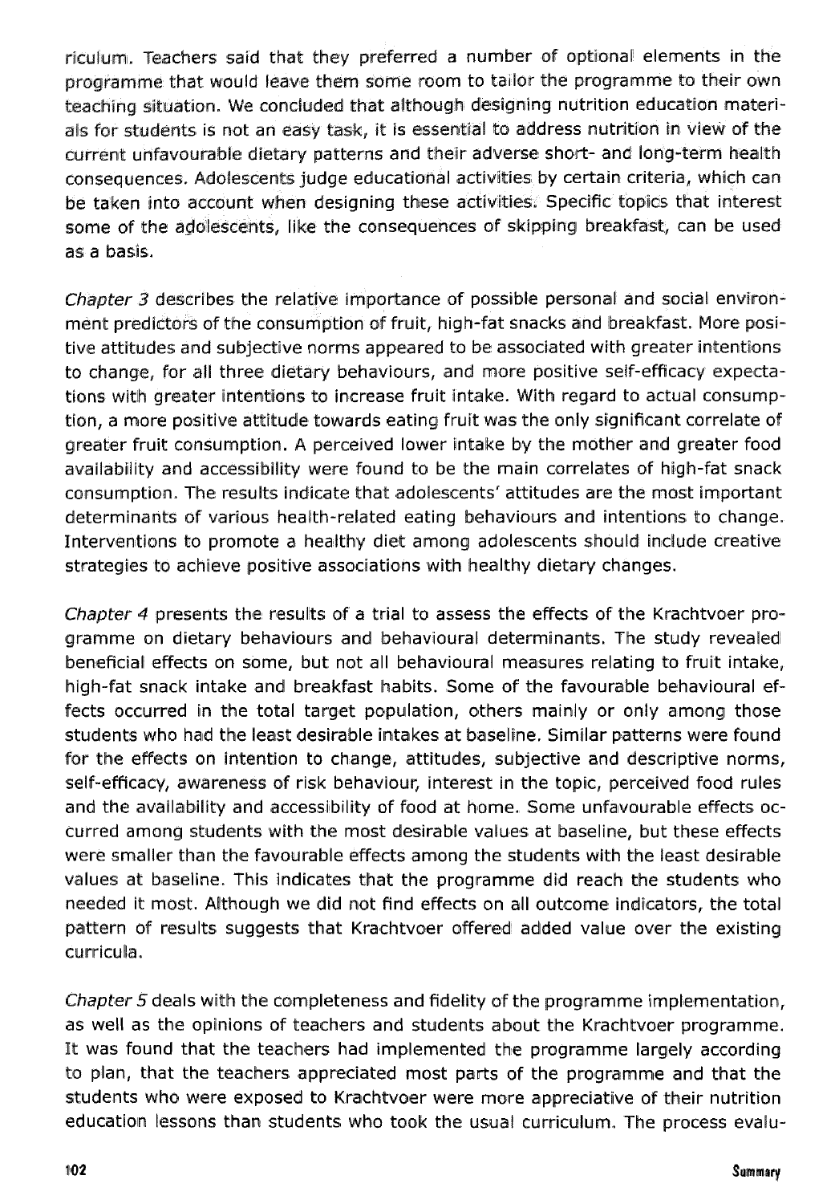riculum. Teachers said that they preferred a number of optional elements in the programme that would leave them some room to tailor the programme to their own teaching situation. We concluded that although designing nutrition education materials for students is not an easy task, it is essential to address nutrition in view of the current unfavourable dietary patterns and their adverse short- and long-term health consequences. Adolescents judge educational activities by certain criteria, which can be taken into account when designing these activities. Specific topics that interest some of the adolescents, like the consequences of skipping breakfast, can be used as a basis.

*Chapter 3* describes the relative importance of possible personal and social environment predictors of the consumption of fruit, high-fat snacks and breakfast. More positive attitudes and subjective norms appeared to be associated with greater intentions to change, for all three dietary behaviours, and more positive self-efficacy expectations with greater intentions to increase fruit intake. With regard to actual consumption, a more positive attitude towards eating fruit was the only significant correlate of greater fruit consumption. A perceived lower intake by the mother and greater food availability and accessibility were found to be the main correlates of high-fat snack consumption. The results indicate that adolescents' attitudes are the most important determinants of various health-related eating behaviours and intentions to change. Interventions to promote a healthy diet among adolescents should include creative strategies to achieve positive associations with healthy dietary changes.

*Chapter 4* presents the results of a trial to assess the effects of the Krachtvoer programme on dietary behaviours and behavioural determinants. The study revealed beneficial effects on some, but not all behavioural measures relating to fruit intake, high-fat snack intake and breakfast habits. Some of the favourable behavioural effects occurred in the total target population, others mainly or only among those students who had the least desirable intakes at baseline. Similar patterns were found for the effects on intention to change, attitudes, subjective and descriptive norms, self-efficacy, awareness of risk behaviour, interest in the topic, perceived food rules and the availability and accessibility of food at home. Some unfavourable effects occurred among students with the most desirable values at baseline, but these effects were smaller than the favourable effects among the students with the least desirable values at baseline. This indicates that the programme did reach the students who needed it most. Although we did not find effects on all outcome indicators, the total pattern of results suggests that Krachtvoer offered added value over the existing curricula.

*Chapter 5* deals with the completeness and fidelity of the programme implementation, as well as the opinions of teachers and students about the Krachtvoer programme. It was found that the teachers had implemented the programme largely according to plan, that the teachers appreciated most parts of the programme and that the students who were exposed to Krachtvoer were more appreciative of their nutrition education lessons than students who took the usual curriculum. The process evalu-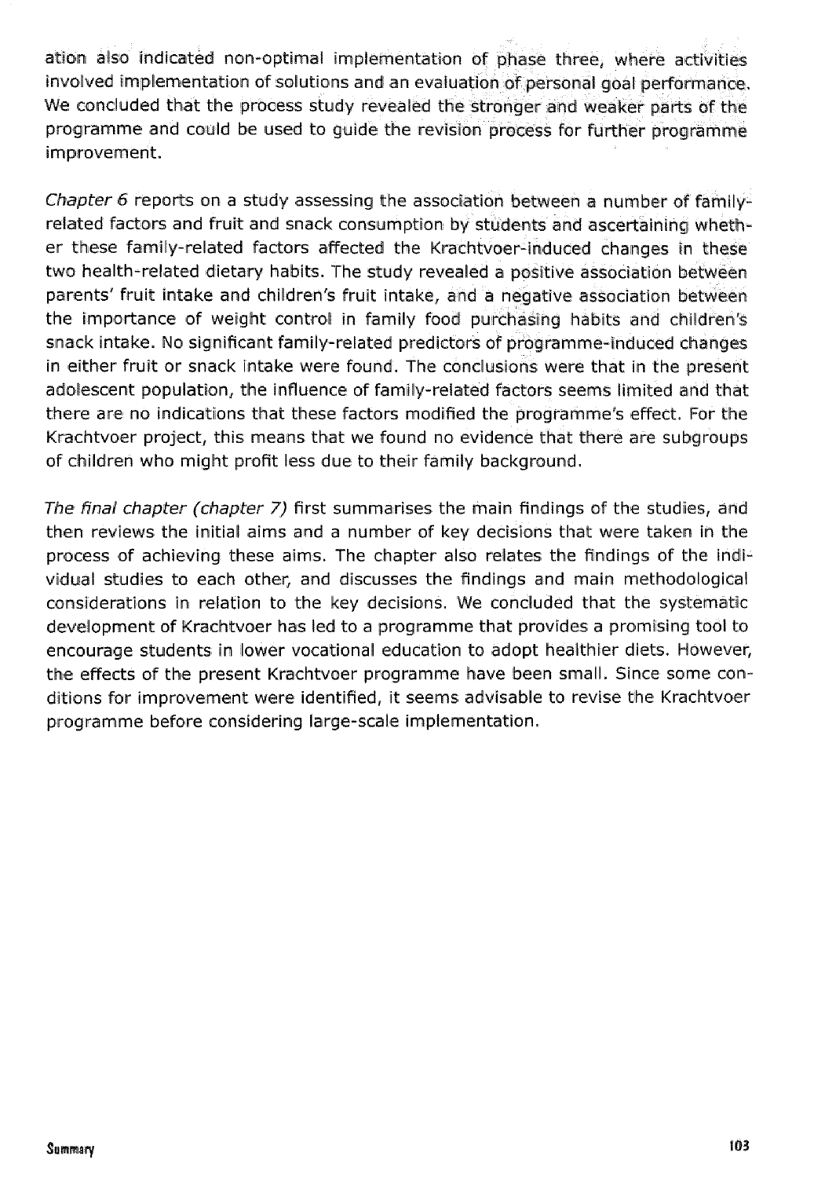ation also indicated non-optimal implementation of phase three, where activities involved implementation of solutions and an evaluation of personal goal performance. We concluded that the process study revealed the stronger and weaker parts of the programme and could be used to guide the revision process for further programme improvement.

*Chapter 6* reports on a study assessing the association between a number of family-related factors and fruit and snack consumption by students and ascertaining whether these family-related factors affected the Krachtvoer-induced changes in these two health-related dietary habits. The study revealed a positive association between parents' fruit intake and children's fruit intake, and a negative association between the importance of weight control in family food purchasing habits and children's snack intake. No significant family-related predictors of programme-induced changes in either fruit or snack intake were found. The conclusions were that in the present adolescent population, the influence of family-related factors seems limited and that there are no indications that these factors modified the programme's effect. For the Krachtvoer project, this means that we found no evidence that there are subgroups of children who might profit less due to their family background.

*The final chapter (chapter 7)* first summarises the main findings of the studies, and then reviews the initial aims and a number of key decisions that were taken in the process of achieving these aims. The chapter also relates the findings of the individual studies to each other, and discusses the findings and main methodological considerations in relation to the key decisions. We concluded that the systematic development of Krachtvoer has led to a programme that provides a promising tool to encourage students in lower vocational education to adopt healthier diets. However, the effects of the present Krachtvoer programme have been small. Since some conditions for improvement were identified, it seems advisable to revise the Krachtvoer programme before considering large-scale implementation.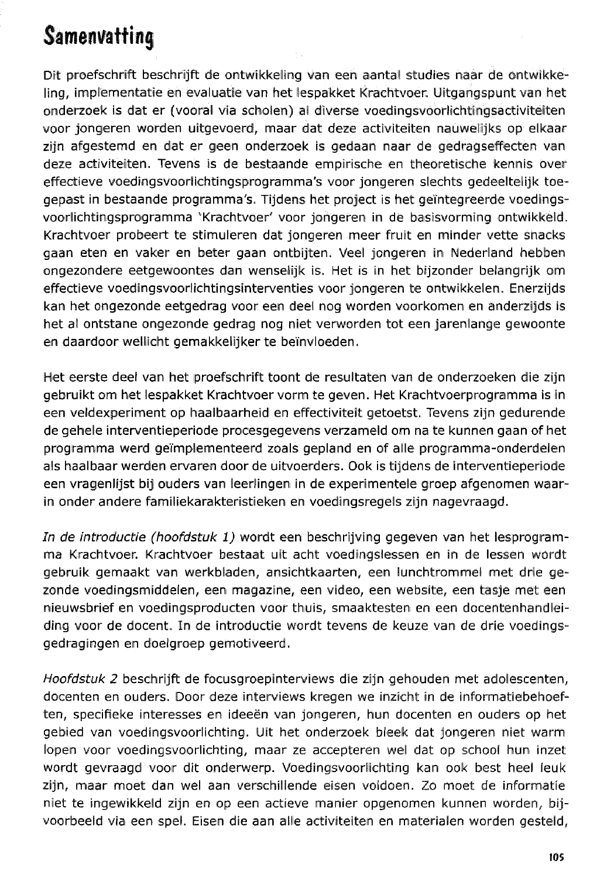# Samenvatting

Dit proefschrift beschrijft de ontwikkeling van een aantal studies naar de ontwikkeling, implementatie en evaluatie van het lespakket Krachtvoer. Uitgangspunt van het onderzoek is dat er (vooral via scholen) al diverse voedingsvoorlichtingsactiviteiten voor jongeren worden uitgevoerd, maar dat deze activiteiten nauwelijks op elkaar zijn afgestemd en dat er geen onderzoek is gedaan naar de gedragseffecten van deze activiteiten. Tevens is de bestaande empirische en theoretische kennis over effectieve voedingsvoorlichtingsprogramma's voor jongeren slechts gedeeltelijk toegepast in bestaande programma's. Tijdens het project is het geïntegreerde voedingsvoorlichtingsprogramma 'Krachtvoer' voor jongeren in de basisvorming ontwikkeld. Krachtvoer probeert te stimuleren dat jongeren meer fruit en minder vette snacks gaan eten en vaker en beter gaan ontbijten. Veel jongeren in Nederland hebben ongezondere eetgewoontes dan wenselijk is. Het is in het bijzonder belangrijk om effectieve voedingsvoorlichtingsinterventies voor jongeren te ontwikkelen. Enerzijds kan het ongezonde eetgedrag voor een deel nog worden voorkomen en anderzijds is het al ontstane ongezonde gedrag nog niet verworden tot een jarenlange gewoonte en daardoor wellicht gemakkelijker te beïnvloeden.

Het eerste deel van het proefschrift toont de resultaten van de onderzoeken die zijn gebruikt om het lespakket Krachtvoer vorm te geven. Het Krachtvoerprogramma is in een veldexperiment op haalbaarheid en effectiviteit getoetst. Tevens zijn gedurende de gehele interventieperiode procesgegevens verzameld om na te kunnen gaan of het programma werd geïmplementeerd zoals gepland en of alle programma-onderdelen als haalbaar werden ervaren door de uitvoerders. Ook is tijdens de interventieperiode een vragenlijst bij ouders van leerlingen in de experimentele groep afgenomen waarin onder andere familiekarakteristieken en voedingsregels zijn nagevraagd.

*In de introductie (hoofdstuk 1)* wordt een beschrijving gegeven van het lesprogramma Krachtvoer. Krachtvoer bestaat uit acht voedingslessen en in de lessen wordt gebruik gemaakt van werkbladen, ansichtkaarten, een lunchtrommel met drie gezonde voedingsmiddelen, een magazine, een video, een website, een tasje met een nieuwsbrief en voedingsproducten voor thuis, smaaktesten en een docentenhandleiding voor de docent. In de introductie wordt tevens de keuze van de drie voedingsgedragingen en doelgroep gemotiveerd.

*Hoofdstuk 2* beschrijft de focusgroepinterviews die zijn gehouden met adolescenten, docenten en ouders. Door deze interviews kregen we inzicht in de informatiebehoeften, specifieke interesses en ideeën van jongeren, hun docenten en ouders op het gebied van voedingsvoorlichting. Uit het onderzoek bleek dat jongeren niet warm lopen voor voedingsvoorlichting, maar ze accepteren wel dat op school hun inzet wordt gevraagd voor dit onderwerp. Voedingsvoorlichting kan ook best heel leuk zijn, maar moet dan wel aan verschillende eisen voldoen. Zo moet de informatie niet te ingewikkeld zijn en op een actieve manier opgenomen kunnen worden, bijvoorbeeld via een spel. Eisen die aan alle activiteiten en materialen worden gesteld,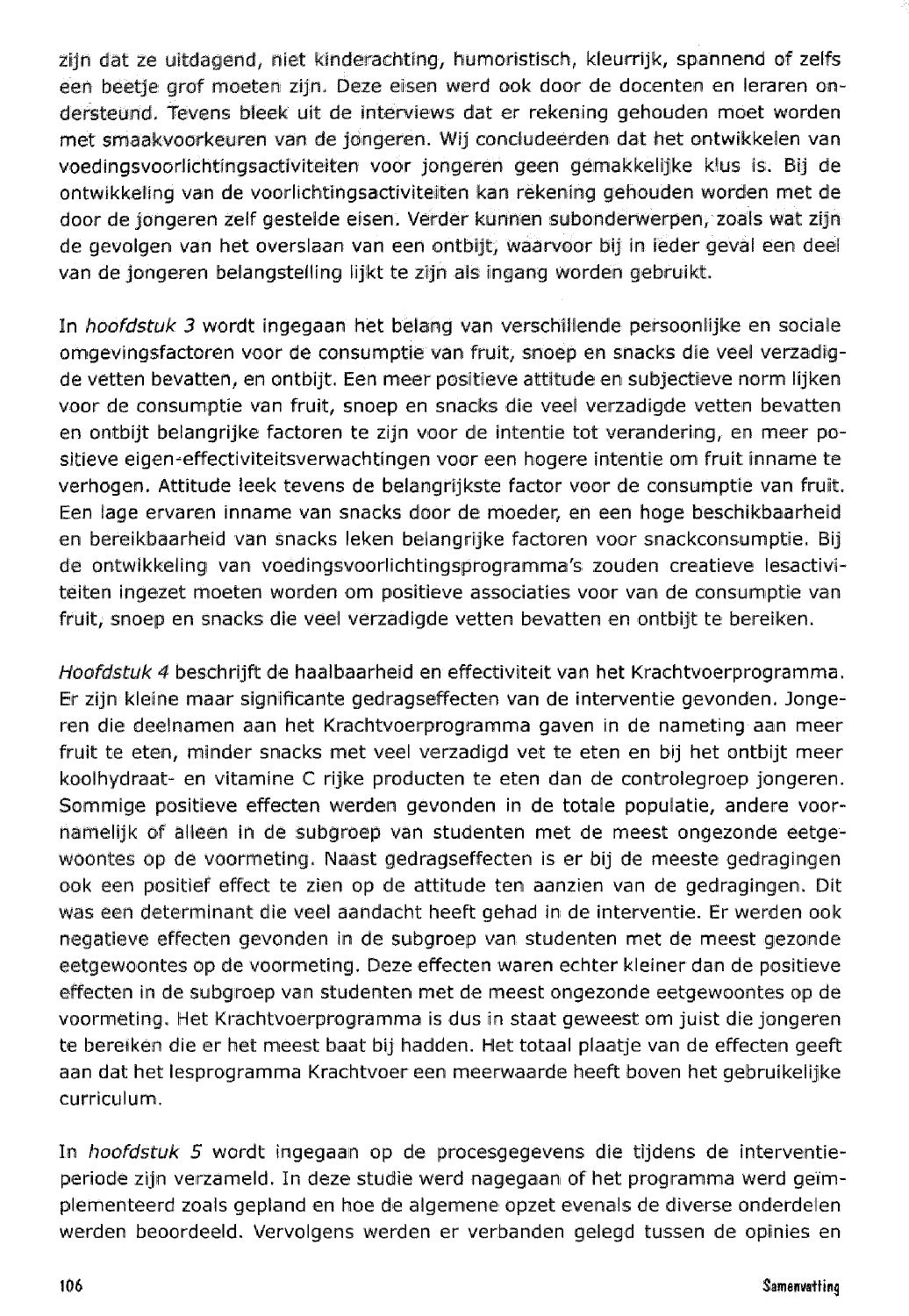zijn dat ze uitdagend, niet kinderachting, humoristisch, kleurrijk, spannend of zelfs een beetje grof moeten zijn. Deze eisen werd ook door de docenten en leraren ondersteund. Tevens bleek uit de interviews dat er rekening gehouden moet worden met smaakvoorkeuren van de jongeren. Wij concludeerden dat het ontwikkelen van voedingsvoorlichtingsactiviteiten voor jongeren geen gemakkelijke klus is. Bij de ontwikkeling van de voorlichtingsactiviteiten kan rekening gehouden worden met de door de jongeren zelf gestelde eisen. Verder kunnen subonderwerpen, zoals wat zijn de gevolgen van het overslaan van een ontbijt, waarvoor bij in ieder geval een deel van de jongeren belangstelling lijkt te zijn als ingang worden gebruikt.

In *hoofdstuk 3* wordt ingegaan het belang van verschillende persoonlijke en sociale omgevingsfactoren voor de consumptie van fruit, snoep en snacks die veel verzadigde vetten bevatten, en ontbijt. Een meer positieve attitude en subjectieve norm lijken voor de consumptie van fruit, snoep en snacks die veel verzadigde vetten bevatten en ontbijt belangrijke factoren te zijn voor de intentie tot verandering, en meer positieve eigen-effectiviteitsverwachtingen voor een hogere intentie om fruit inname te verhogen. Attitude leek tevens de belangrijkste factor voor de consumptie van fruit. Een lage ervaren inname van snacks door de moeder, en een hoge beschikbaarheid en bereikbaarheid van snacks leken belangrijke factoren voor snackconsumptie. Bij de ontwikkeling van voedingsvoorlichtingsprogramma's zouden creatieve lesactiviteiten ingezet moeten worden om positieve associaties voor van de consumptie van fruit, snoep en snacks die veel verzadigde vetten bevatten en ontbijt te bereiken.

*Hoofdstuk 4* beschrijft de haalbaarheid en effectiviteit van het Krachtvoerprogramma. Er zijn kleine maar significante gedragseffecten van de interventie gevonden. Jongeren die deelnamen aan het Krachtvoerprogramma gaven in de nameting aan meer fruit te eten, minder snacks met veel verzadigd vet te eten en bij het ontbijt meer koolhydraat- en vitamine C rijke producten te eten dan de controlegroep jongeren. Sommige positieve effecten werden gevonden in de totale populatie, andere voornamelijk of alleen in de subgroep van studenten met de meest ongezonde eetgewoontes op de voormeting. Naast gedragseffecten is er bij de meeste gedragingen ook een positief effect te zien op de attitude ten aanzien van de gedragingen. Dit was een determinant die veel aandacht heeft gehad in de interventie. Er werden ook negatieve effecten gevonden in de subgroep van studenten met de meest gezonde eetgewoontes op de voormeting. Deze effecten waren echter kleiner dan de positieve effecten in de subgroep van studenten met de meest ongezonde eetgewoontes op de voormeting. Het Krachtvoerprogramma is dus in staat geweest om juist die jongeren te bereiken die er het meest baat bij hadden. Het totaal plaatje van de effecten geeft aan dat het lesprogramma Krachtvoer een meerwaarde heeft boven het gebruikelijke curriculum.

In *hoofdstuk 5* wordt ingegaan op de procesgegevens die tijdens de interventieperiode zijn verzameld. In deze studie werd nagegaan of het programma werd geïmplementeerd zoals gepland en hoe de algemene opzet evenals de diverse onderdelen werden beoordeeld. Vervolgens werden er verbanden gelegd tussen de opinies en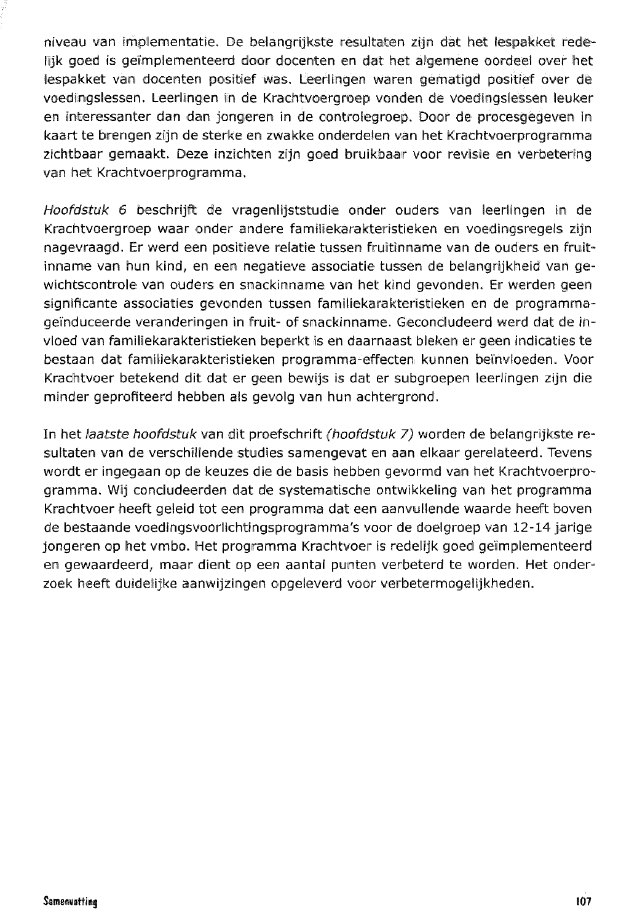niveau van implementatie. De belangrijkste resultaten zijn dat het lespakket redelijk goed is geïmplementeerd door docenten en dat het algemene oordeel over het lespakket van docenten positief was. Leerlingen waren gematigd positief over de voedingslessen. Leerlingen in de Krachtvoergroep vonden de voedingslessen leuker en interessanter dan dan jongeren in de controlegroep. Door de procesgegeven in kaart te brengen zijn de sterke en zwakke onderdelen van het Krachtvoerprogramma zichtbaar gemaakt. Deze inzichten zijn goed bruikbaar voor revisie en verbetering van het Krachtvoerprogramma.

*Hoofdstuk 6* beschrijft de vragenlijststudie onder ouders van leerlingen in de Krachtvoergroep waar onder andere familiekarakteristieken en voedingsregels zijn nagevraagd. Er werd een positieve relatie tussen fruitinname van de ouders en fruitinname van hun kind, en een negatieve associatie tussen de belangrijkheid van gewichtscontrole van ouders en snackinname van het kind gevonden. Er werden geen significante associaties gevonden tussen familiekarakteristieken en de programma-geïnduceerde veranderingen in fruit- of snackinname. Geconcludeerd werd dat de invloed van familiekarakteristieken beperkt is en daarnaast bleken er geen indicaties te bestaan dat familiekarakteristieken programma-effecten kunnen beïnvloeden. Voor Krachtvoer betekend dit dat er geen bewijs is dat er subgroepen leerlingen zijn die minder geprofiteerd hebben als gevolg van hun achtergrond.

In het *laatste hoofdstuk* van dit proefschrift *(hoofdstuk 7)* worden de belangrijkste resultaten van de verschillende studies samengevat en aan elkaar gerelateerd. Tevens wordt er ingegaan op de keuzes die de basis hebben gevormd van het Krachtvoerprogramma. Wij concludeerden dat de systematische ontwikkeling van het programma Krachtvoer heeft geleid tot een programma dat een aanvullende waarde heeft boven de bestaande voedingsvoorlichtingsprogramma's voor de doelgroep van 12-14 jarige jongeren op het vmbo. Het programma Krachtvoer is redelijk goed geïmplementeerd en gewaardeerd, maar dient op een aantal punten verbeterd te worden. Het onderzoek heeft duidelijke aanwijzingen opgeleverd voor verbetermogelijkheden.